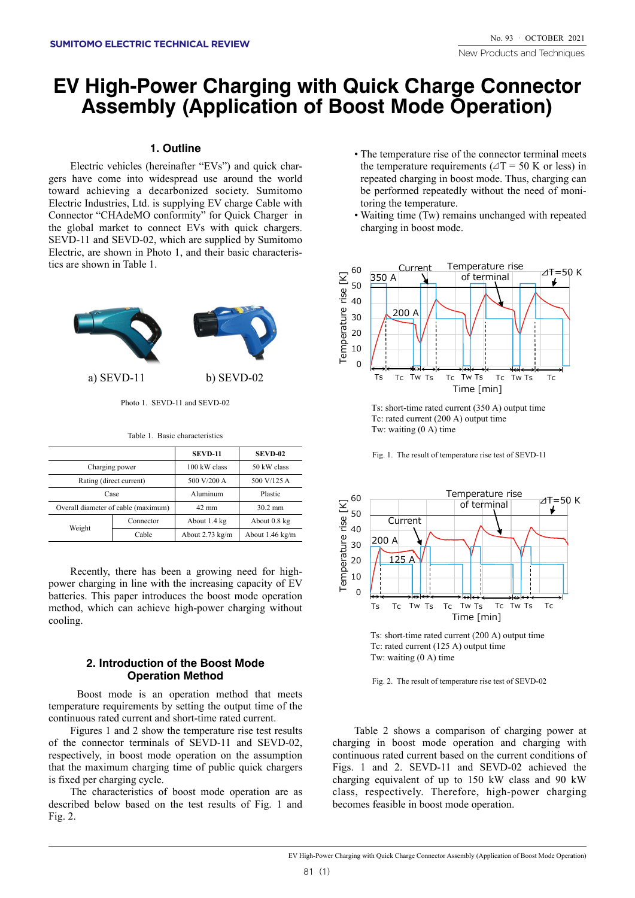# EV High-Power Charging with Quick Charge Connector Assembly (Application of Boost Mode Operation)

## 1. Outline

Electric vehicles (hereinafter "EVs") and quick chargers have come into widespread use around the world toward achieving a decarbonized society. Sumitomo Electric Industries, Ltd. is supplying EV charge Cable with Connector "CHAdeMO conformity" for Quick Charger in the global market to connect EVs with quick chargers. SEVD-11 and SEVD-02, which are supplied by Sumitomo Electric, are shown in Photo 1, and their basic characteristics are shown in Table 1.

a) SEVD-11 b) SEVD-02

Photo 1. SEVD-11 and SEVD-02

Table 1. Basic characteristics

| | | SEVD-11 | SEVD-02 |
|---|---|---|---|
| Charging power | | 100 kW class | 50 kW class |
| Rating (direct current) | | 500 V/200 A | 500 V/125 A |
| Case | | Aluminum | Plastic |
| Overall diameter of cable (maximum) | | 42 mm | 30.2 mm |
| Weight | Connector | About 1.4 kg | About 0.8 kg |
| | Cable | About 2.73 kg/m | About 1.46 kg/m |

Recently, there has been a growing need for high-power charging in line with the increasing capacity of EV batteries. This paper introduces the boost mode operation method, which can achieve high-power charging without cooling.

## 2. Introduction of the Boost Mode Operation Method

Boost mode is an operation method that meets temperature requirements by setting the output time of the continuous rated current and short-time rated current.

Figures 1 and 2 show the temperature rise test results of the connector terminals of SEVD-11 and SEVD-02, respectively, in boost mode operation on the assumption that the maximum charging time of public quick chargers is fixed per charging cycle.

The characteristics of boost mode operation are as described below based on the test results of Fig. 1 and Fig. 2.

- The temperature rise of the connector terminal meets the temperature requirements (⊿T = 50 K or less) in repeated charging in boost mode. Thus, charging can be performed repeatedly without the need of monitoring the temperature.
- Waiting time (Tw) remains unchanged with repeated charging in boost mode.

Ts: short-time rated current (350 A) output time
Tc: rated current (200 A) output time
Tw: waiting (0 A) time

Fig. 1. The result of temperature rise test of SEVD-11

Ts: short-time rated current (200 A) output time
Tc: rated current (125 A) output time
Tw: waiting (0 A) time

Fig. 2. The result of temperature rise test of SEVD-02

Table 2 shows a comparison of charging power at charging in boost mode operation and charging with continuous rated current based on the current conditions of Figs. 1 and 2. SEVD-11 and SEVD-02 achieved the charging equivalent of up to 150 kW class and 90 kW class, respectively. Therefore, high-power charging becomes feasible in boost mode operation.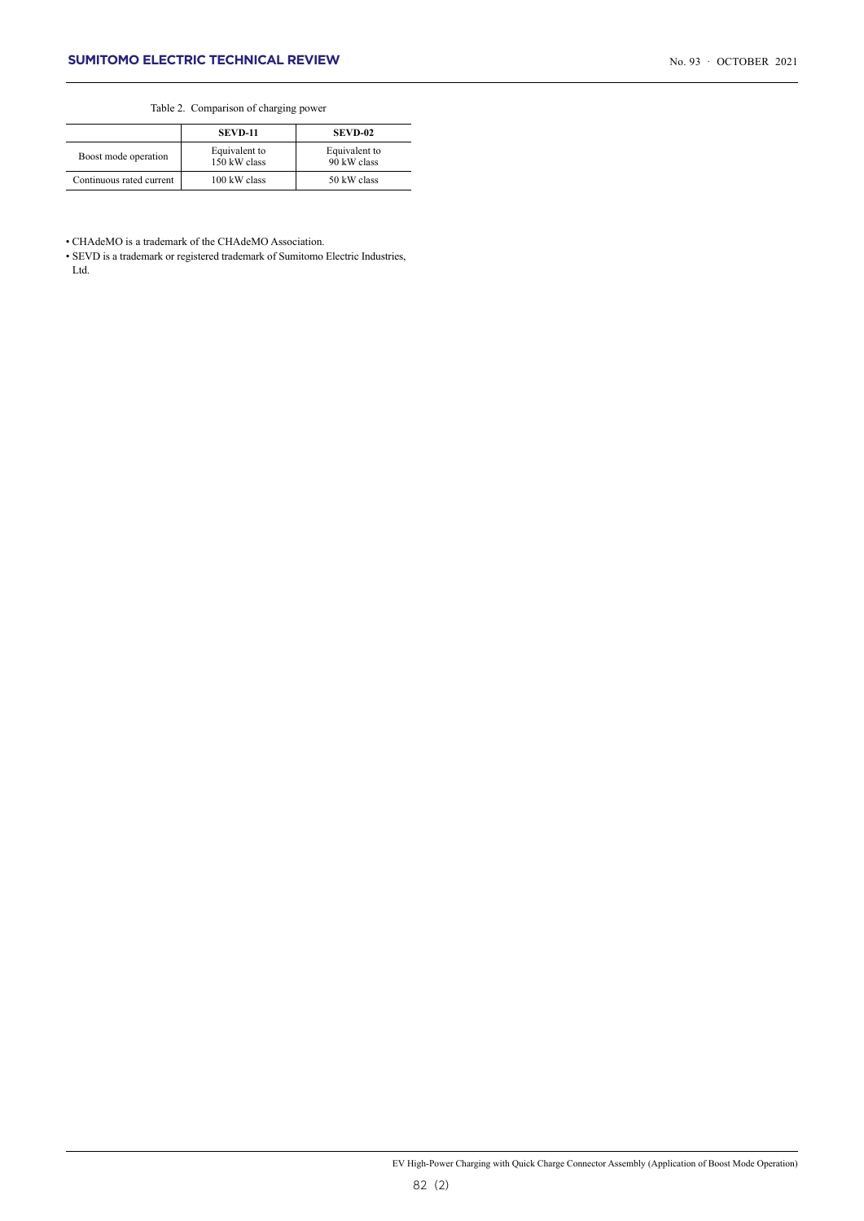Table 2. Comparison of charging power

| | SEVD-11 | SEVD-02 |
|---|---|---|
| Boost mode operation | Equivalent to 150 kW class | Equivalent to 90 kW class |
| Continuous rated current | 100 kW class | 50 kW class |

- CHAdeMO is a trademark of the CHAdeMO Association.
- SEVD is a trademark or registered trademark of Sumitomo Electric Industries, Ltd.